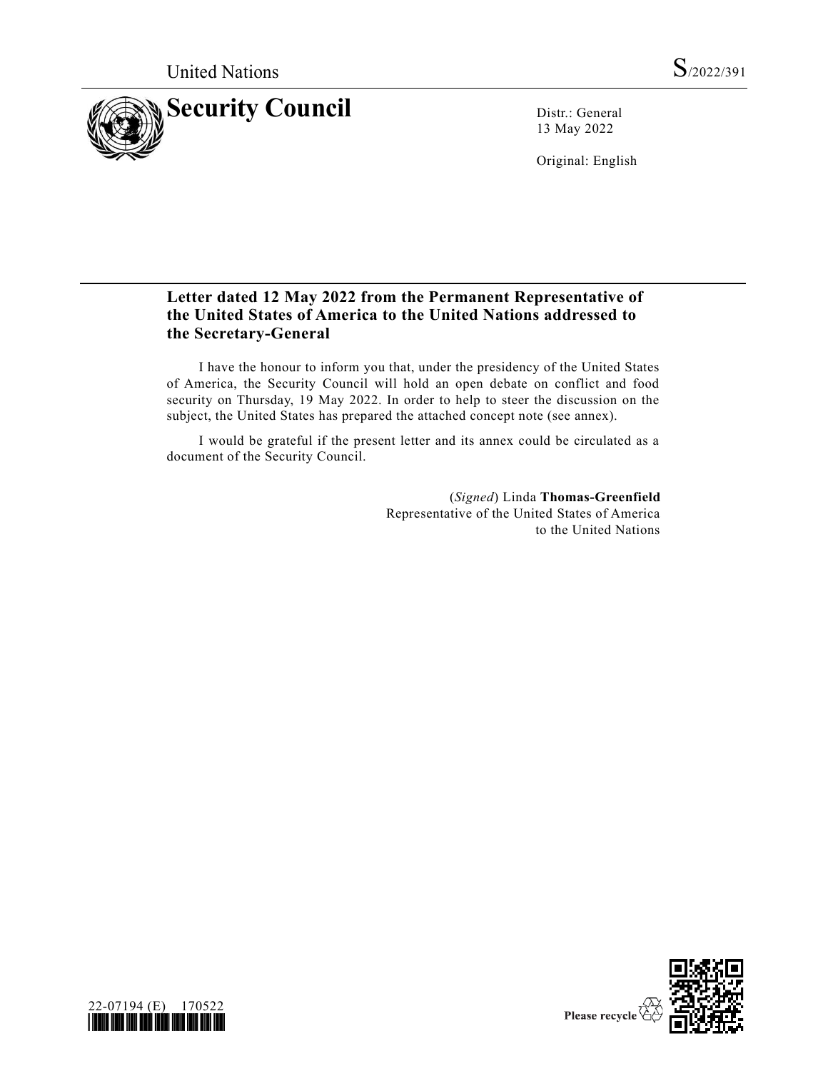United Nations S/2022/391

# Security Council

Distr.: General
13 May 2022

Original: English

## Letter dated 12 May 2022 from the Permanent Representative of the United States of America to the United Nations addressed to the Secretary-General

I have the honour to inform you that, under the presidency of the United States of America, the Security Council will hold an open debate on conflict and food security on Thursday, 19 May 2022. In order to help to steer the discussion on the subject, the United States has prepared the attached concept note (see annex).

I would be grateful if the present letter and its annex could be circulated as a document of the Security Council.

(*Signed*) Linda **Thomas-Greenfield**
Representative of the United States of America
to the United Nations

22-07194 (E) 170522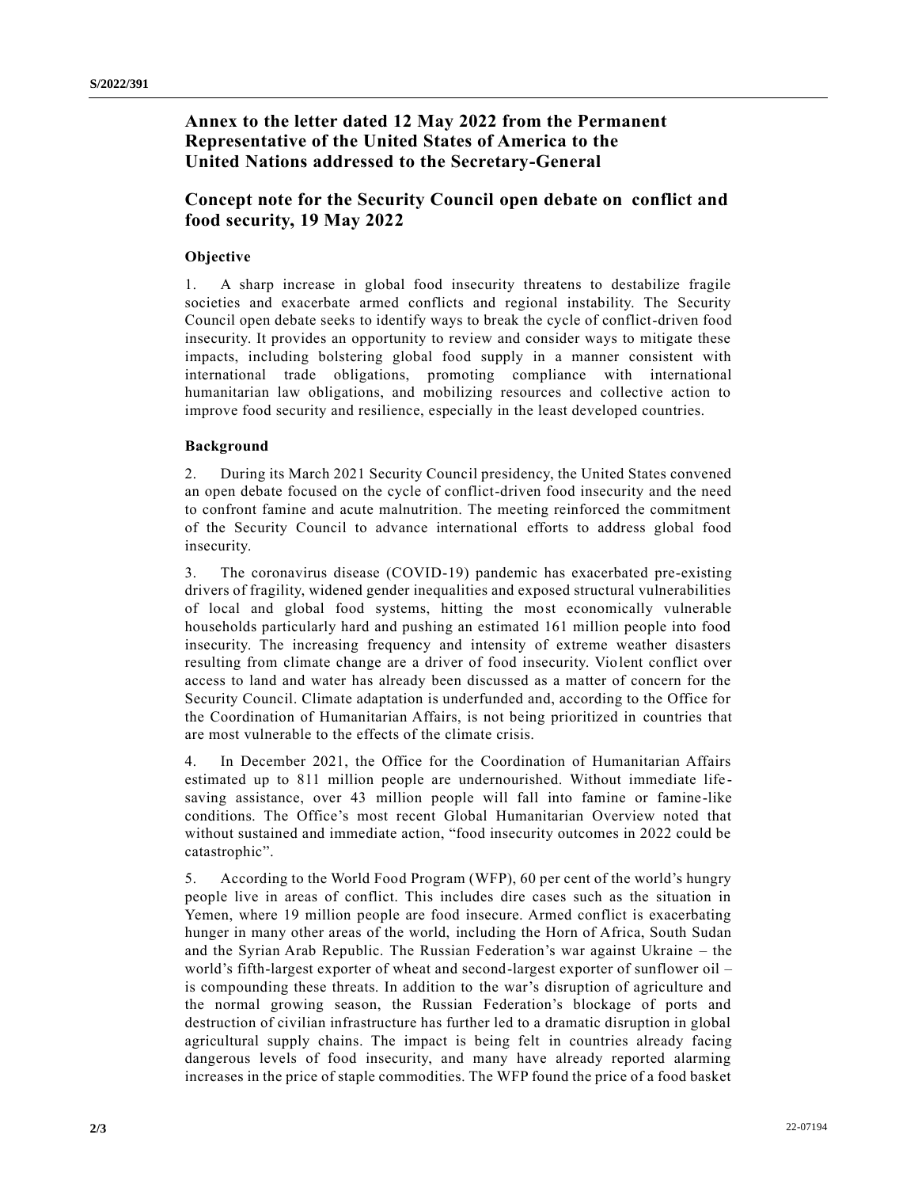## Annex to the letter dated 12 May 2022 from the Permanent Representative of the United States of America to the United Nations addressed to the Secretary-General

## Concept note for the Security Council open debate on conflict and food security, 19 May 2022

### Objective

1. A sharp increase in global food insecurity threatens to destabilize fragile societies and exacerbate armed conflicts and regional instability. The Security Council open debate seeks to identify ways to break the cycle of conflict-driven food insecurity. It provides an opportunity to review and consider ways to mitigate these impacts, including bolstering global food supply in a manner consistent with international trade obligations, promoting compliance with international humanitarian law obligations, and mobilizing resources and collective action to improve food security and resilience, especially in the least developed countries.

### Background

2. During its March 2021 Security Council presidency, the United States convened an open debate focused on the cycle of conflict-driven food insecurity and the need to confront famine and acute malnutrition. The meeting reinforced the commitment of the Security Council to advance international efforts to address global food insecurity.

3. The coronavirus disease (COVID-19) pandemic has exacerbated pre-existing drivers of fragility, widened gender inequalities and exposed structural vulnerabilities of local and global food systems, hitting the most economically vulnerable households particularly hard and pushing an estimated 161 million people into food insecurity. The increasing frequency and intensity of extreme weather disasters resulting from climate change are a driver of food insecurity. Violent conflict over access to land and water has already been discussed as a matter of concern for the Security Council. Climate adaptation is underfunded and, according to the Office for the Coordination of Humanitarian Affairs, is not being prioritized in countries that are most vulnerable to the effects of the climate crisis.

4. In December 2021, the Office for the Coordination of Humanitarian Affairs estimated up to 811 million people are undernourished. Without immediate life-saving assistance, over 43 million people will fall into famine or famine-like conditions. The Office's most recent Global Humanitarian Overview noted that without sustained and immediate action, "food insecurity outcomes in 2022 could be catastrophic".

5. According to the World Food Program (WFP), 60 per cent of the world's hungry people live in areas of conflict. This includes dire cases such as the situation in Yemen, where 19 million people are food insecure. Armed conflict is exacerbating hunger in many other areas of the world, including the Horn of Africa, South Sudan and the Syrian Arab Republic. The Russian Federation's war against Ukraine – the world's fifth-largest exporter of wheat and second-largest exporter of sunflower oil – is compounding these threats. In addition to the war's disruption of agriculture and the normal growing season, the Russian Federation's blockage of ports and destruction of civilian infrastructure has further led to a dramatic disruption in global agricultural supply chains. The impact is being felt in countries already facing dangerous levels of food insecurity, and many have already reported alarming increases in the price of staple commodities. The WFP found the price of a food basket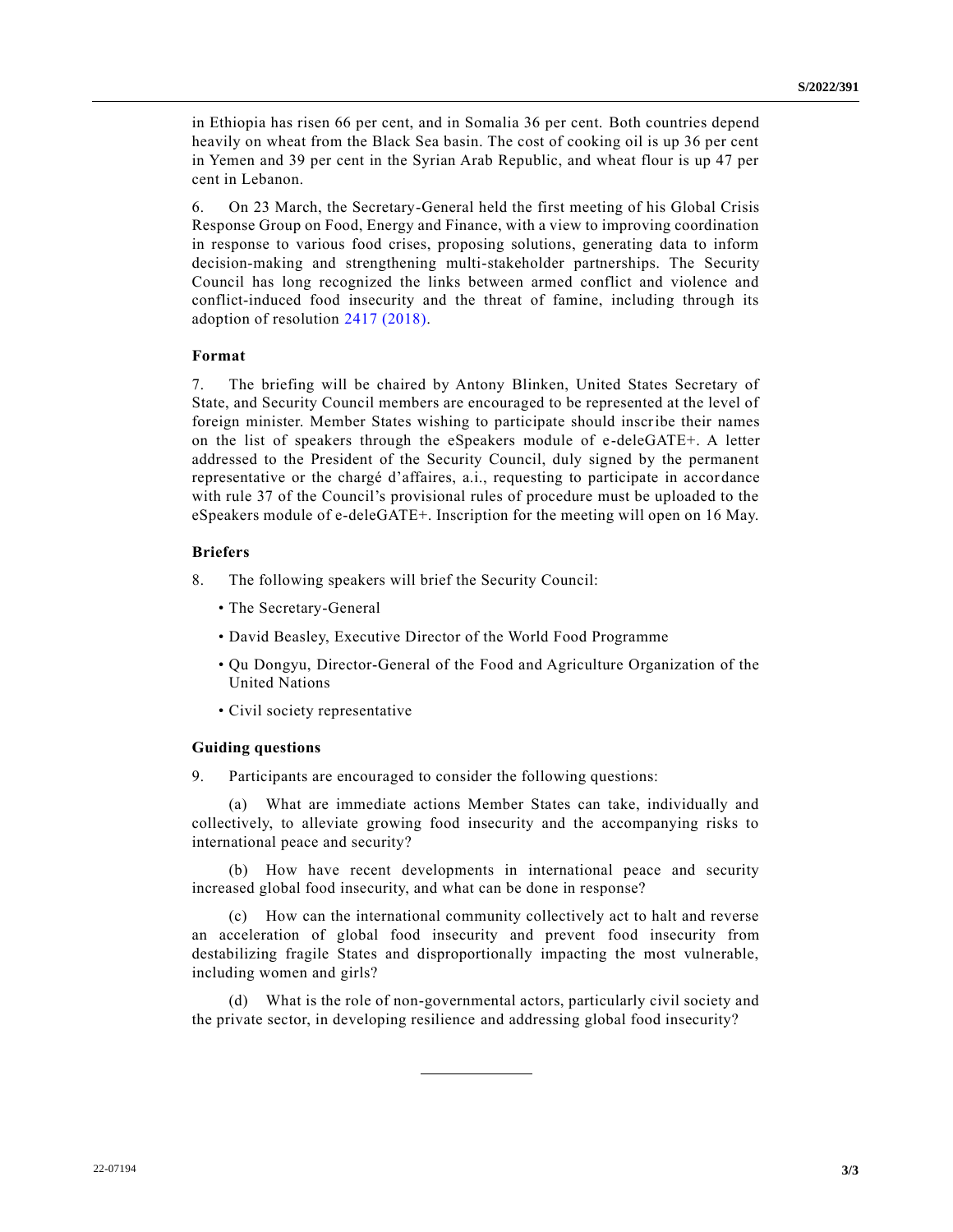in Ethiopia has risen 66 per cent, and in Somalia 36 per cent. Both countries depend heavily on wheat from the Black Sea basin. The cost of cooking oil is up 36 per cent in Yemen and 39 per cent in the Syrian Arab Republic, and wheat flour is up 47 per cent in Lebanon.

6. On 23 March, the Secretary-General held the first meeting of his Global Crisis Response Group on Food, Energy and Finance, with a view to improving coordination in response to various food crises, proposing solutions, generating data to inform decision-making and strengthening multi-stakeholder partnerships. The Security Council has long recognized the links between armed conflict and violence and conflict-induced food insecurity and the threat of famine, including through its adoption of resolution 2417 (2018).

### Format

7. The briefing will be chaired by Antony Blinken, United States Secretary of State, and Security Council members are encouraged to be represented at the level of foreign minister. Member States wishing to participate should inscribe their names on the list of speakers through the eSpeakers module of e-deleGATE+. A letter addressed to the President of the Security Council, duly signed by the permanent representative or the chargé d'affaires, a.i., requesting to participate in accordance with rule 37 of the Council's provisional rules of procedure must be uploaded to the eSpeakers module of e-deleGATE+. Inscription for the meeting will open on 16 May.

### Briefers

8. The following speakers will brief the Security Council:

- The Secretary-General
- David Beasley, Executive Director of the World Food Programme
- Qu Dongyu, Director-General of the Food and Agriculture Organization of the United Nations
- Civil society representative

### Guiding questions

9. Participants are encouraged to consider the following questions:

(a) What are immediate actions Member States can take, individually and collectively, to alleviate growing food insecurity and the accompanying risks to international peace and security?

(b) How have recent developments in international peace and security increased global food insecurity, and what can be done in response?

(c) How can the international community collectively act to halt and reverse an acceleration of global food insecurity and prevent food insecurity from destabilizing fragile States and disproportionally impacting the most vulnerable, including women and girls?

(d) What is the role of non-governmental actors, particularly civil society and the private sector, in developing resilience and addressing global food insecurity?